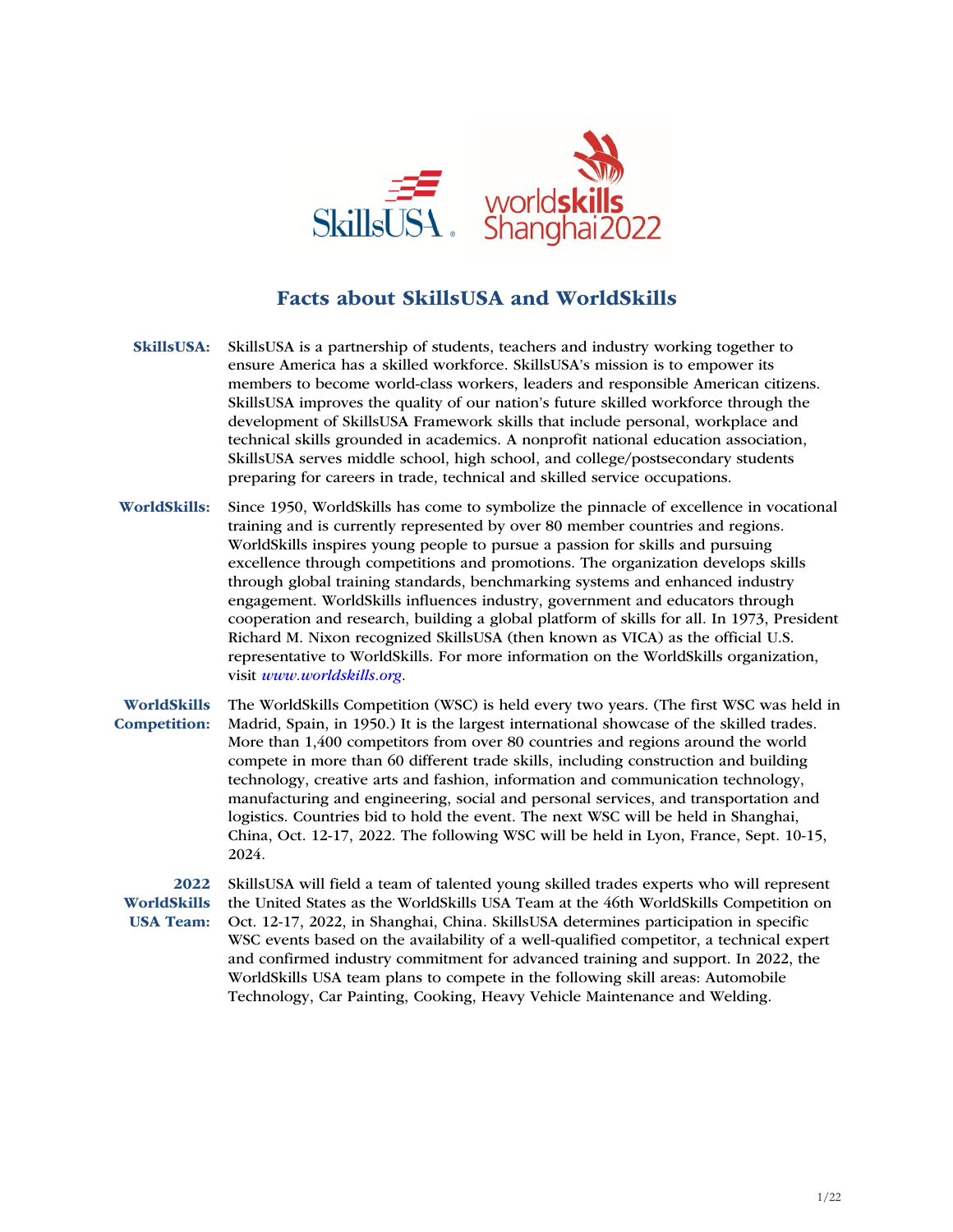# Facts about SkillsUSA and WorldSkills

**SkillsUSA:** SkillsUSA is a partnership of students, teachers and industry working together to ensure America has a skilled workforce. SkillsUSA's mission is to empower its members to become world-class workers, leaders and responsible American citizens. SkillsUSA improves the quality of our nation's future skilled workforce through the development of SkillsUSA Framework skills that include personal, workplace and technical skills grounded in academics. A nonprofit national education association, SkillsUSA serves middle school, high school, and college/postsecondary students preparing for careers in trade, technical and skilled service occupations.

**WorldSkills:** Since 1950, WorldSkills has come to symbolize the pinnacle of excellence in vocational training and is currently represented by over 80 member countries and regions. WorldSkills inspires young people to pursue a passion for skills and pursuing excellence through competitions and promotions. The organization develops skills through global training standards, benchmarking systems and enhanced industry engagement. WorldSkills influences industry, government and educators through cooperation and research, building a global platform of skills for all. In 1973, President Richard M. Nixon recognized SkillsUSA (then known as VICA) as the official U.S. representative to WorldSkills. For more information on the WorldSkills organization, visit *www.worldskills.org*.

**WorldSkills Competition:** The WorldSkills Competition (WSC) is held every two years. (The first WSC was held in Madrid, Spain, in 1950.) It is the largest international showcase of the skilled trades. More than 1,400 competitors from over 80 countries and regions around the world compete in more than 60 different trade skills, including construction and building technology, creative arts and fashion, information and communication technology, manufacturing and engineering, social and personal services, and transportation and logistics. Countries bid to hold the event. The next WSC will be held in Shanghai, China, Oct. 12-17, 2022. The following WSC will be held in Lyon, France, Sept. 10-15, 2024.

**2022 WorldSkills USA Team:** SkillsUSA will field a team of talented young skilled trades experts who will represent the United States as the WorldSkills USA Team at the 46th WorldSkills Competition on Oct. 12-17, 2022, in Shanghai, China. SkillsUSA determines participation in specific WSC events based on the availability of a well-qualified competitor, a technical expert and confirmed industry commitment for advanced training and support. In 2022, the WorldSkills USA team plans to compete in the following skill areas: Automobile Technology, Car Painting, Cooking, Heavy Vehicle Maintenance and Welding.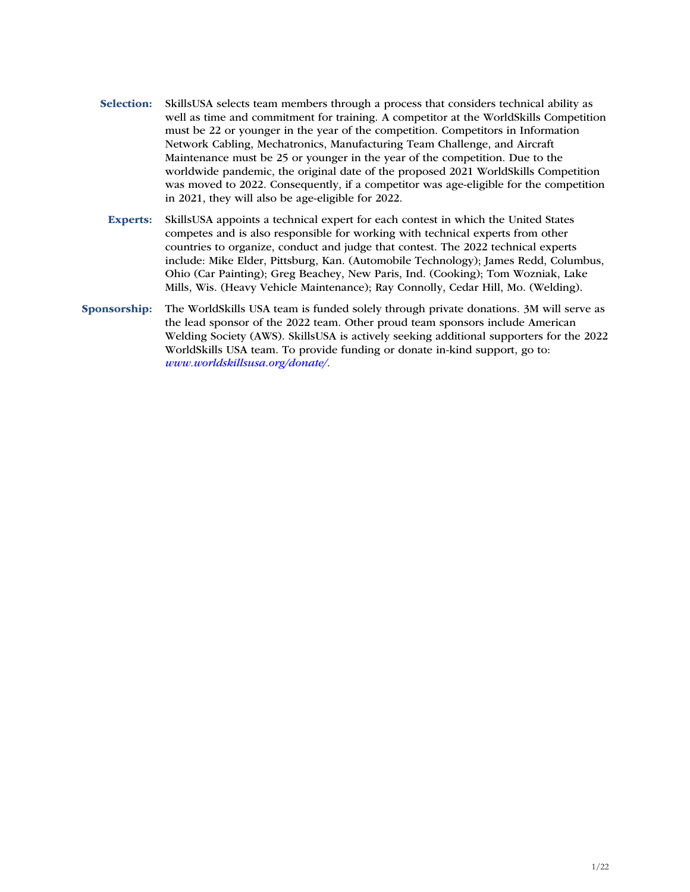**Selection:** SkillsUSA selects team members through a process that considers technical ability as well as time and commitment for training. A competitor at the WorldSkills Competition must be 22 or younger in the year of the competition. Competitors in Information Network Cabling, Mechatronics, Manufacturing Team Challenge, and Aircraft Maintenance must be 25 or younger in the year of the competition. Due to the worldwide pandemic, the original date of the proposed 2021 WorldSkills Competition was moved to 2022. Consequently, if a competitor was age-eligible for the competition in 2021, they will also be age-eligible for 2022.

**Experts:** SkillsUSA appoints a technical expert for each contest in which the United States competes and is also responsible for working with technical experts from other countries to organize, conduct and judge that contest. The 2022 technical experts include: Mike Elder, Pittsburg, Kan. (Automobile Technology); James Redd, Columbus, Ohio (Car Painting); Greg Beachey, New Paris, Ind. (Cooking); Tom Wozniak, Lake Mills, Wis. (Heavy Vehicle Maintenance); Ray Connolly, Cedar Hill, Mo. (Welding).

**Sponsorship:** The WorldSkills USA team is funded solely through private donations. 3M will serve as the lead sponsor of the 2022 team. Other proud team sponsors include American Welding Society (AWS). SkillsUSA is actively seeking additional supporters for the 2022 WorldSkills USA team. To provide funding or donate in-kind support, go to: *www.worldskillsusa.org/donate/*.